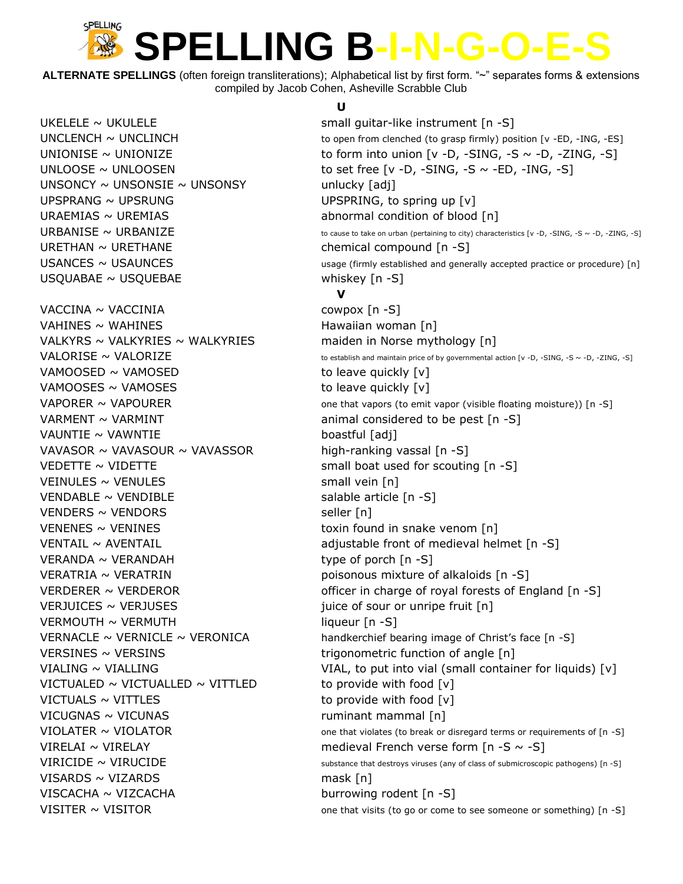# SPELLING B-I-N-G-O-E-S

**ALTERNATE SPELLINGS** (often foreign transliterations); Alphabetical list by first form. "~" separates forms & extensions
compiled by Jacob Cohen, Asheville Scrabble Club

## U

| | |
|---|---|
| UKELELE ~ UKULELE | small guitar-like instrument [n -S] |
| UNCLENCH ~ UNCLINCH | to open from clenched (to grasp firmly) position [v -ED, -ING, -ES] |
| UNIONISE ~ UNIONIZE | to form into union [v -D, -SING, -S ~ -D, -ZING, -S] |
| UNLOOSE ~ UNLOOSEN | to set free [v -D, -SING, -S ~ -ED, -ING, -S] |
| UNSONCY ~ UNSONSIE ~ UNSONSY | unlucky [adj] |
| UPSPRANG ~ UPSRUNG | UPSPRING, to spring up [v] |
| URAEMIAS ~ UREMIAS | abnormal condition of blood [n] |
| URBANISE ~ URBANIZE | to cause to take on urban (pertaining to city) characteristics [v -D, -SING, -S ~ -D, -ZING, -S] |
| URETHAN ~ URETHANE | chemical compound [n -S] |
| USANCES ~ USAUNCES | usage (firmly established and generally accepted practice or procedure) [n] |
| USQUABAE ~ USQUEBAE | whiskey [n -S] |

## V

| | |
|---|---|
| VACCINA ~ VACCINIA | cowpox [n -S] |
| VAHINES ~ WAHINES | Hawaiian woman [n] |
| VALKYRS ~ VALKYRIES ~ WALKYRIES | maiden in Norse mythology [n] |
| VALORISE ~ VALORIZE | to establish and maintain price of by governmental action [v -D, -SING, -S ~ -D, -ZING, -S] |
| VAMOOSED ~ VAMOSED | to leave quickly [v] |
| VAMOOSES ~ VAMOSES | to leave quickly [v] |
| VAPORER ~ VAPOURER | one that vapors (to emit vapor (visible floating moisture)) [n -S] |
| VARMENT ~ VARMINT | animal considered to be pest [n -S] |
| VAUNTIE ~ VAWNTIE | boastful [adj] |
| VAVASOR ~ VAVASOUR ~ VAVASSOR | high-ranking vassal [n -S] |
| VEDETTE ~ VIDETTE | small boat used for scouting [n -S] |
| VEINULES ~ VENULES | small vein [n] |
| VENDABLE ~ VENDIBLE | salable article [n -S] |
| VENDERS ~ VENDORS | seller [n] |
| VENENES ~ VENINES | toxin found in snake venom [n] |
| VENTAIL ~ AVENTAIL | adjustable front of medieval helmet [n -S] |
| VERANDA ~ VERANDAH | type of porch [n -S] |
| VERATRIA ~ VERATRIN | poisonous mixture of alkaloids [n -S] |
| VERDERER ~ VERDEROR | officer in charge of royal forests of England [n -S] |
| VERJUICES ~ VERJUSES | juice of sour or unripe fruit [n] |
| VERMOUTH ~ VERMUTH | liqueur [n -S] |
| VERNACLE ~ VERNICLE ~ VERONICA | handkerchief bearing image of Christ's face [n -S] |
| VERSINES ~ VERSINS | trigonometric function of angle [n] |
| VIALING ~ VIALLING | VIAL, to put into vial (small container for liquids) [v] |
| VICTUALED ~ VICTUALLED ~ VITTLED | to provide with food [v] |
| VICTUALS ~ VITTLES | to provide with food [v] |
| VICUGNAS ~ VICUNAS | ruminant mammal [n] |
| VIOLATER ~ VIOLATOR | one that violates (to break or disregard terms or requirements of [n -S] |
| VIRELAI ~ VIRELAY | medieval French verse form [n -S ~ -S] |
| VIRICIDE ~ VIRUCIDE | substance that destroys viruses (any of class of submicroscopic pathogens) [n -S] |
| VISARDS ~ VIZARDS | mask [n] |
| VISCACHA ~ VIZCACHA | burrowing rodent [n -S] |
| VISITER ~ VISITOR | one that visits (to go or come to see someone or something) [n -S] |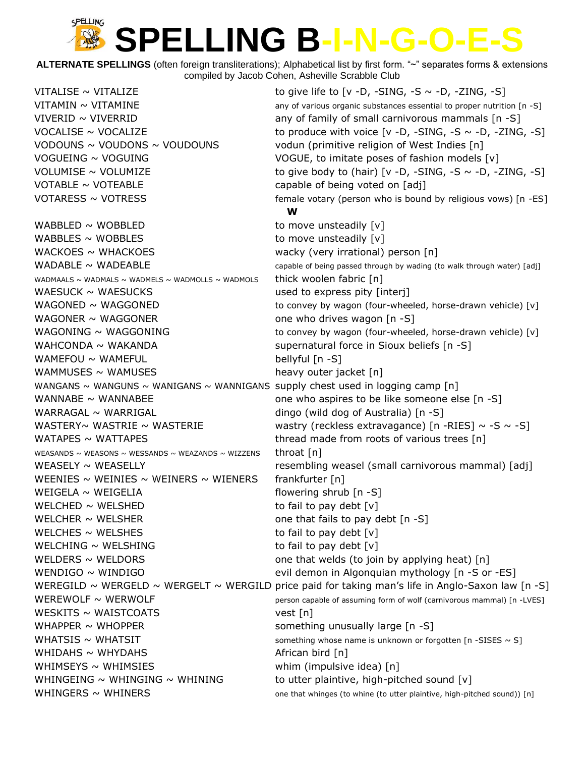# SPELLING B-I-N-G-O-E-S

**ALTERNATE SPELLINGS** (often foreign transliterations); Alphabetical list by first form. "~" separates forms & extensions
compiled by Jacob Cohen, Asheville Scrabble Club

| | |
|---|---|
| VITALISE ~ VITALIZE | to give life to [v -D, -SING, -S ~ -D, -ZING, -S] |
| VITAMIN ~ VITAMINE | any of various organic substances essential to proper nutrition [n -S] |
| VIVERID ~ VIVERRID | any of family of small carnivorous mammals [n -S] |
| VOCALISE ~ VOCALIZE | to produce with voice [v -D, -SING, -S ~ -D, -ZING, -S] |
| VODOUNS ~ VOUDONS ~ VOUDOUNS | vodun (primitive religion of West Indies [n] |
| VOGUEING ~ VOGUING | VOGUE, to imitate poses of fashion models [v] |
| VOLUMISE ~ VOLUMIZE | to give body to (hair) [v -D, -SING, -S ~ -D, -ZING, -S] |
| VOTABLE ~ VOTEABLE | capable of being voted on [adj] |
| VOTARESS ~ VOTRESS | female votary (person who is bound by religious vows) [n -ES] |

**W**

| | |
|---|---|
| WABBLED ~ WOBBLED | to move unsteadily [v] |
| WABBLES ~ WOBBLES | to move unsteadily [v] |
| WACKOES ~ WHACKOES | wacky (very irrational) person [n] |
| WADABLE ~ WADEABLE | capable of being passed through by wading (to walk through water) [adj] |
| WADMAALS ~ WADMALS ~ WADMELS ~ WADMOLLS ~ WADMOLS | thick woolen fabric [n] |
| WAESUCK ~ WAESUCKS | used to express pity [interj] |
| WAGONED ~ WAGGONED | to convey by wagon (four-wheeled, horse-drawn vehicle) [v] |
| WAGONER ~ WAGGONER | one who drives wagon [n -S] |
| WAGONING ~ WAGGONING | to convey by wagon (four-wheeled, horse-drawn vehicle) [v] |
| WAHCONDA ~ WAKANDA | supernatural force in Sioux beliefs [n -S] |
| WAMEFOU ~ WAMEFUL | bellyful [n -S] |
| WAMMUSES ~ WAMUSES | heavy outer jacket [n] |
| WANGANS ~ WANGUNS ~ WANIGANS ~ WANNIGANS | supply chest used in logging camp [n] |
| WANNABE ~ WANNABEE | one who aspires to be like someone else [n -S] |
| WARRAGAL ~ WARRIGAL | dingo (wild dog of Australia) [n -S] |
| WASTERY~ WASTRIE ~ WASTERIE | wastry (reckless extravagance) [n -RIES] ~ -S ~ -S] |
| WATAPES ~ WATTAPES | thread made from roots of various trees [n] |
| WEASANDS ~ WEASONS ~ WESSANDS ~ WEAZANDS ~ WIZZENS | throat [n] |
| WEASELY ~ WEASELLY | resembling weasel (small carnivorous mammal) [adj] |
| WEENIES ~ WEINIES ~ WEINERS ~ WIENERS | frankfurter [n] |
| WEIGELA ~ WEIGELIA | flowering shrub [n -S] |
| WELCHED ~ WELSHED | to fail to pay debt [v] |
| WELCHER ~ WELSHER | one that fails to pay debt [n -S] |
| WELCHES ~ WELSHES | to fail to pay debt [v] |
| WELCHING ~ WELSHING | to fail to pay debt [v] |
| WELDERS ~ WELDORS | one that welds (to join by applying heat) [n] |
| WENDIGO ~ WINDIGO | evil demon in Algonquian mythology [n -S or -ES] |
| WEREGILD ~ WERGELD ~ WERGELT ~ WERGILD | price paid for taking man's life in Anglo-Saxon law [n -S] |
| WEREWOLF ~ WERWOLF | person capable of assuming form of wolf (carnivorous mammal) [n -LVES] |
| WESKITS ~ WAISTCOATS | vest [n] |
| WHAPPER ~ WHOPPER | something unusually large [n -S] |
| WHATSIS ~ WHATSIT | something whose name is unknown or forgotten [n -SISES ~ S] |
| WHIDAHS ~ WHYDAHS | African bird [n] |
| WHIMSEYS ~ WHIMSIES | whim (impulsive idea) [n] |
| WHINGEING ~ WHINGING ~ WHINING | to utter plaintive, high-pitched sound [v] |
| WHINGERS ~ WHINERS | one that whinges (to whine (to utter plaintive, high-pitched sound)) [n] |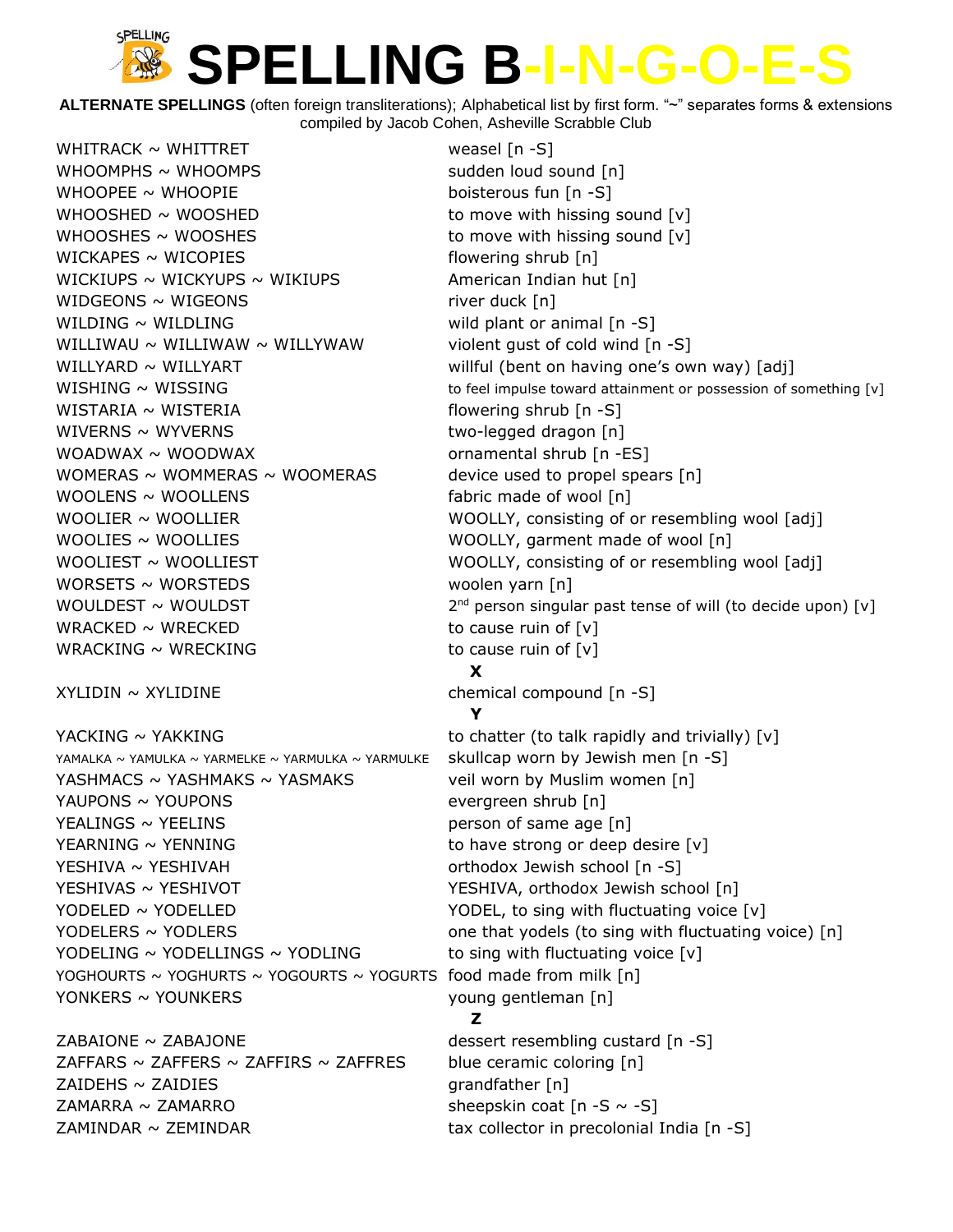# SPELLING B-I-N-G-O-E-S

**ALTERNATE SPELLINGS** (often foreign transliterations); Alphabetical list by first form. "~" separates forms & extensions compiled by Jacob Cohen, Asheville Scrabble Club

| | |
|---|---|
| WHITRACK ~ WHITTRET | weasel [n -S] |
| WHOOMPHS ~ WHOOMPS | sudden loud sound [n] |
| WHOOPEE ~ WHOOPIE | boisterous fun [n -S] |
| WHOOSHED ~ WOOSHED | to move with hissing sound [v] |
| WHOOSHES ~ WOOSHES | to move with hissing sound [v] |
| WICKAPES ~ WICOPIES | flowering shrub [n] |
| WICKIUPS ~ WICKYUPS ~ WIKIUPS | American Indian hut [n] |
| WIDGEONS ~ WIGEONS | river duck [n] |
| WILDING ~ WILDLING | wild plant or animal [n -S] |
| WILLIWAU ~ WILLIWAW ~ WILLYWAW | violent gust of cold wind [n -S] |
| WILLYARD ~ WILLYART | willful (bent on having one's own way) [adj] |
| WISHING ~ WISSING | to feel impulse toward attainment or possession of something [v] |
| WISTARIA ~ WISTERIA | flowering shrub [n -S] |
| WIVERNS ~ WYVERNS | two-legged dragon [n] |
| WOADWAX ~ WOODWAX | ornamental shrub [n -ES] |
| WOMERAS ~ WOMMERAS ~ WOOMERAS | device used to propel spears [n] |
| WOOLENS ~ WOOLLENS | fabric made of wool [n] |
| WOOLIER ~ WOOLLIER | WOOLLY, consisting of or resembling wool [adj] |
| WOOLIES ~ WOOLLIES | WOOLLY, garment made of wool [n] |
| WOOLIEST ~ WOOLLIEST | WOOLLY, consisting of or resembling wool [adj] |
| WORSETS ~ WORSTEDS | woolen yarn [n] |
| WOULDEST ~ WOULDST | 2nd person singular past tense of will (to decide upon) [v] |
| WRACKED ~ WRECKED | to cause ruin of [v] |
| WRACKING ~ WRECKING | to cause ruin of [v] |

**X**

| | |
|---|---|
| XYLIDIN ~ XYLIDINE | chemical compound [n -S] |

**Y**

| | |
|---|---|
| YACKING ~ YAKKING | to chatter (to talk rapidly and trivially) [v] |
| YAMALKA ~ YAMULKA ~ YARMELKE ~ YARMULKA ~ YARMULKE | skullcap worn by Jewish men [n -S] |
| YASHMACS ~ YASHMAKS ~ YASMAKS | veil worn by Muslim women [n] |
| YAUPONS ~ YOUPONS | evergreen shrub [n] |
| YEALINGS ~ YEELINS | person of same age [n] |
| YEARNING ~ YENNING | to have strong or deep desire [v] |
| YESHIVA ~ YESHIVAH | orthodox Jewish school [n -S] |
| YESHIVAS ~ YESHIVOT | YESHIVA, orthodox Jewish school [n] |
| YODELED ~ YODELLED | YODEL, to sing with fluctuating voice [v] |
| YODELERS ~ YODLERS | one that yodels (to sing with fluctuating voice) [n] |
| YODELING ~ YODELLINGS ~ YODLING | to sing with fluctuating voice [v] |
| YOGHOURTS ~ YOGHURTS ~ YOGOURTS ~ YOGURTS | food made from milk [n] |
| YONKERS ~ YOUNKERS | young gentleman [n] |

**Z**

| | |
|---|---|
| ZABAIONE ~ ZABAJONE | dessert resembling custard [n -S] |
| ZAFFARS ~ ZAFFERS ~ ZAFFIRS ~ ZAFFRES | blue ceramic coloring [n] |
| ZAIDEHS ~ ZAIDIES | grandfather [n] |
| ZAMARRA ~ ZAMARRO | sheepskin coat [n -S ~ -S] |
| ZAMINDAR ~ ZEMINDAR | tax collector in precolonial India [n -S] |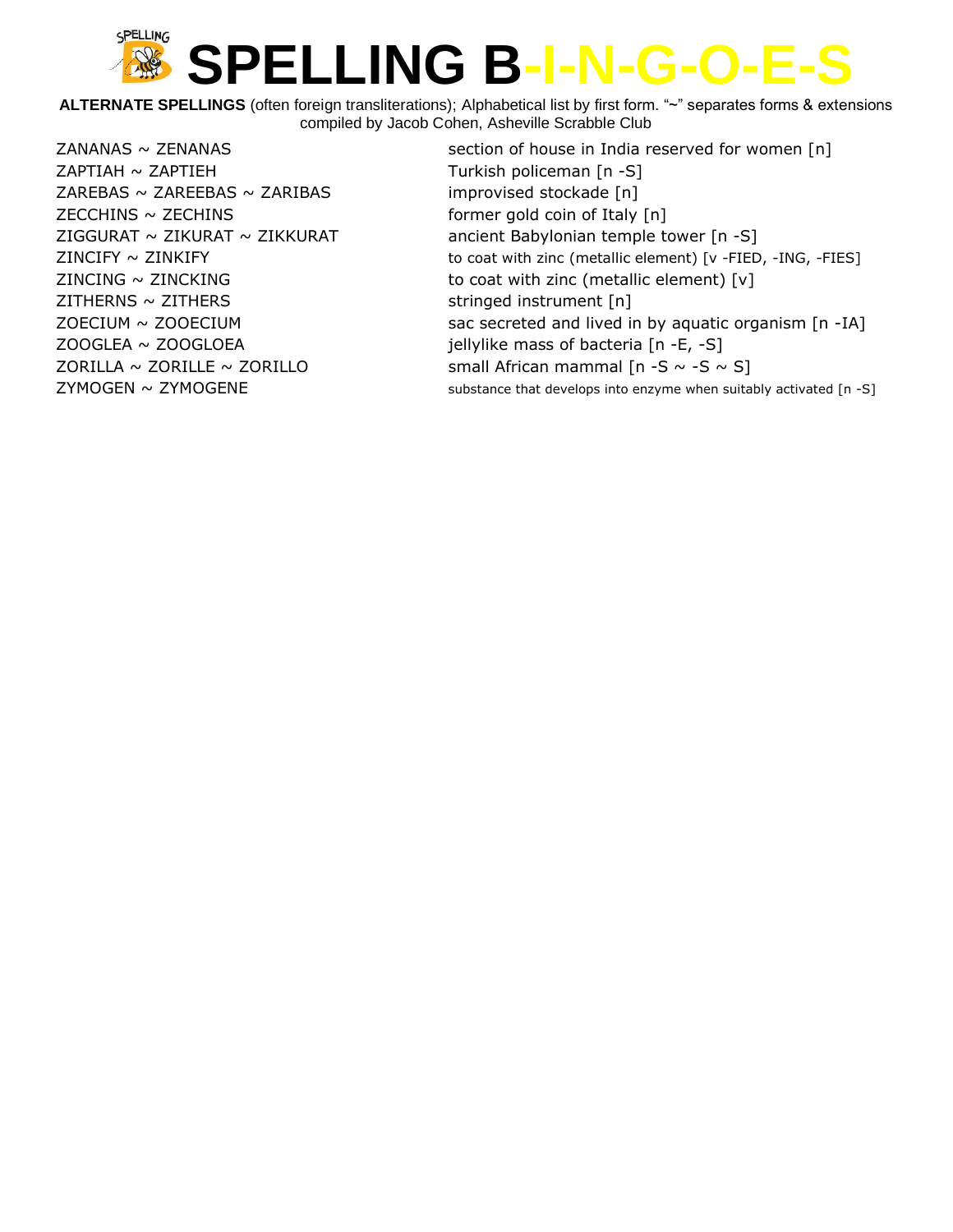# SPELLING B-I-N-G-O-E-S

**ALTERNATE SPELLINGS** (often foreign transliterations); Alphabetical list by first form. "~" separates forms & extensions
compiled by Jacob Cohen, Asheville Scrabble Club

| | |
|---|---|
| ZANANAS ~ ZENANAS | section of house in India reserved for women [n] |
| ZAPTIAH ~ ZAPTIEH | Turkish policeman [n -S] |
| ZAREBAS ~ ZAREEBAS ~ ZARIBAS | improvised stockade [n] |
| ZECCHINS ~ ZECHINS | former gold coin of Italy [n] |
| ZIGGURAT ~ ZIKURAT ~ ZIKKURAT | ancient Babylonian temple tower [n -S] |
| ZINCIFY ~ ZINKIFY | to coat with zinc (metallic element) [v -FIED, -ING, -FIES] |
| ZINCING ~ ZINCKING | to coat with zinc (metallic element) [v] |
| ZITHERNS ~ ZITHERS | stringed instrument [n] |
| ZOECIUM ~ ZOOECIUM | sac secreted and lived in by aquatic organism [n -IA] |
| ZOOGLEA ~ ZOOGLOEA | jellylike mass of bacteria [n -E, -S] |
| ZORILLA ~ ZORILLE ~ ZORILLO | small African mammal [n -S ~ -S ~ S] |
| ZYMOGEN ~ ZYMOGENE | substance that develops into enzyme when suitably activated [n -S] |